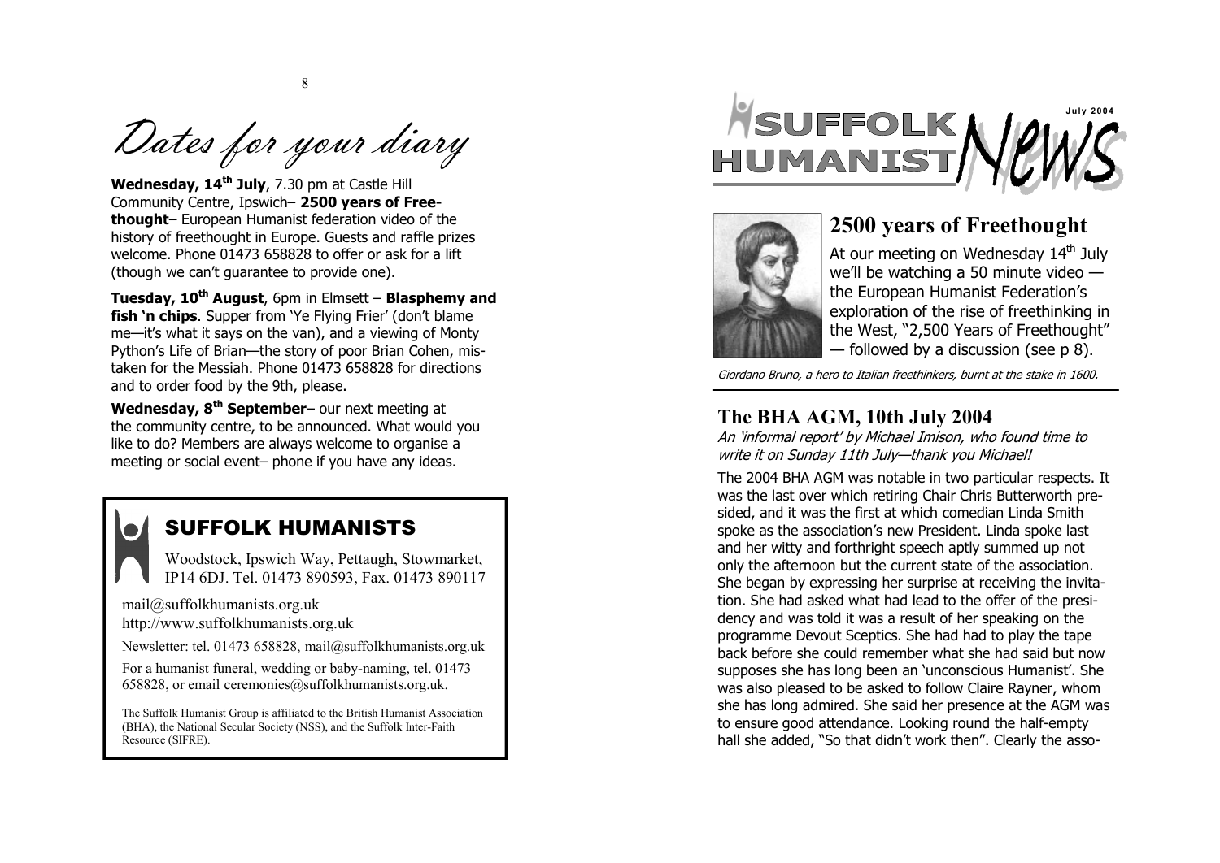# Dates for your diary

**Wednesday, 14th July**, 7.30 pm at Castle Hill Community Centre, Ipswich– **2500 years of Freethought**– European Humanist federation video of the history of freethought in Europe. Guests and raffle prizes welcome. Phone 01473 658828 to offer or ask for a lift (though we can't guarantee to provide one).

**Tuesday, 10th August**, 6pm in Elmsett – **Blasphemy and fish 'n chips**. Supper from 'Ye Flying Frier' (don't blame me—it's what it says on the van), and a viewing of Monty Python's Life of Brian—the story of poor Brian Cohen, mistaken for the Messiah. Phone 01473 658828 for directions and to order food by the 9th, please.

**Wednesday, 8th September**– our next meeting at the community centre, to be announced. What would you like to do? Members are always welcome to organise a meeting or social event– phone if you have any ideas.

## SUFFOLK HUMANISTS

Woodstock, Ipswich Way, Pettaugh, Stowmarket, IP14 6DJ. Tel. 01473 890593, Fax. 01473 890117

mail@suffolkhumanists.org.uk
http://www.suffolkhumanists.org.uk

Newsletter: tel. 01473 658828, mail@suffolkhumanists.org.uk

For a humanist funeral, wedding or baby-naming, tel. 01473 658828, or email ceremonies@suffolkhumanists.org.uk.

The Suffolk Humanist Group is affiliated to the British Humanist Association (BHA), the National Secular Society (NSS), and the Suffolk Inter-Faith Resource (SIFRE).

# SUFFOLK HUMANIST News

July 2004

## 2500 years of Freethought

At our meeting on Wednesday 14th July we'll be watching a 50 minute video — the European Humanist Federation's exploration of the rise of freethinking in the West, "2,500 Years of Freethought" — followed by a discussion (see p 8).

*Giordano Bruno, a hero to Italian freethinkers, burnt at the stake in 1600.*

## The BHA AGM, 10th July 2004

*An 'informal report' by Michael Imison, who found time to write it on Sunday 11th July—thank you Michael!*

The 2004 BHA AGM was notable in two particular respects. It was the last over which retiring Chair Chris Butterworth presided, and it was the first at which comedian Linda Smith spoke as the association's new President. Linda spoke last and her witty and forthright speech aptly summed up not only the afternoon but the current state of the association. She began by expressing her surprise at receiving the invitation. She had asked what had lead to the offer of the presidency and was told it was a result of her speaking on the programme Devout Sceptics. She had had to play the tape back before she could remember what she had said but now supposes she has long been an 'unconscious Humanist'. She was also pleased to be asked to follow Claire Rayner, whom she has long admired. She said her presence at the AGM was to ensure good attendance. Looking round the half-empty hall she added, "So that didn't work then". Clearly the asso-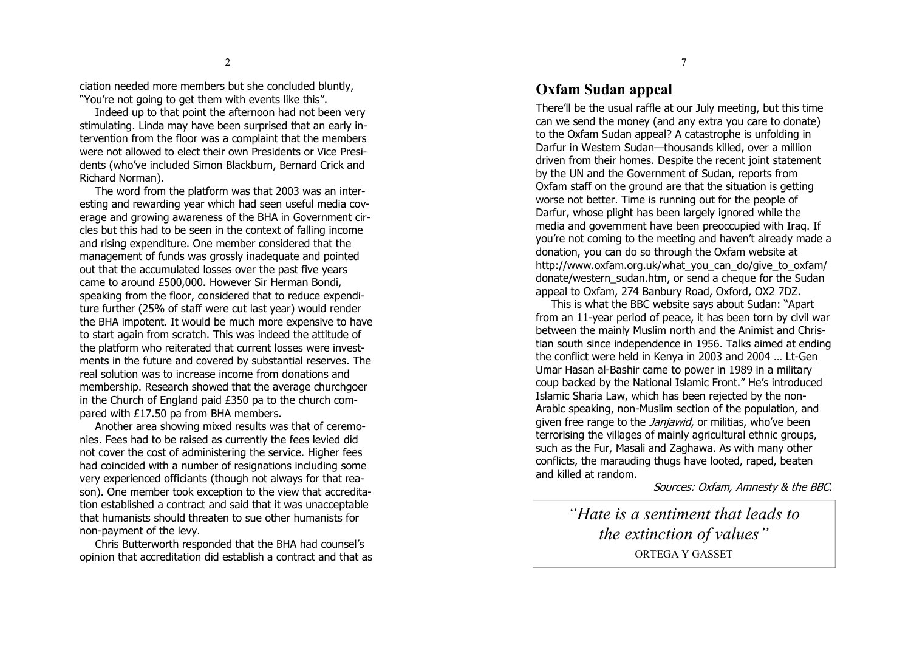ciation needed more members but she concluded bluntly, "You're not going to get them with events like this".

Indeed up to that point the afternoon had not been very stimulating. Linda may have been surprised that an early intervention from the floor was a complaint that the members were not allowed to elect their own Presidents or Vice Presidents (who've included Simon Blackburn, Bernard Crick and Richard Norman).

The word from the platform was that 2003 was an interesting and rewarding year which had seen useful media coverage and growing awareness of the BHA in Government circles but this had to be seen in the context of falling income and rising expenditure. One member considered that the management of funds was grossly inadequate and pointed out that the accumulated losses over the past five years came to around £500,000. However Sir Herman Bondi, speaking from the floor, considered that to reduce expenditure further (25% of staff were cut last year) would render the BHA impotent. It would be much more expensive to have to start again from scratch. This was indeed the attitude of the platform who reiterated that current losses were investments in the future and covered by substantial reserves. The real solution was to increase income from donations and membership. Research showed that the average churchgoer in the Church of England paid £350 pa to the church compared with £17.50 pa from BHA members.

Another area showing mixed results was that of ceremonies. Fees had to be raised as currently the fees levied did not cover the cost of administering the service. Higher fees had coincided with a number of resignations including some very experienced officiants (though not always for that reason). One member took exception to the view that accreditation established a contract and said that it was unacceptable that humanists should threaten to sue other humanists for non-payment of the levy.

Chris Butterworth responded that the BHA had counsel's opinion that accreditation did establish a contract and that as

## Oxfam Sudan appeal

There'll be the usual raffle at our July meeting, but this time can we send the money (and any extra you care to donate) to the Oxfam Sudan appeal? A catastrophe is unfolding in Darfur in Western Sudan—thousands killed, over a million driven from their homes. Despite the recent joint statement by the UN and the Government of Sudan, reports from Oxfam staff on the ground are that the situation is getting worse not better. Time is running out for the people of Darfur, whose plight has been largely ignored while the media and government have been preoccupied with Iraq. If you're not coming to the meeting and haven't already made a donation, you can do so through the Oxfam website at http://www.oxfam.org.uk/what_you_can_do/give_to_oxfam/donate/western_sudan.htm, or send a cheque for the Sudan appeal to Oxfam, 274 Banbury Road, Oxford, OX2 7DZ.

This is what the BBC website says about Sudan: "Apart from an 11-year period of peace, it has been torn by civil war between the mainly Muslim north and the Animist and Christian south since independence in 1956. Talks aimed at ending the conflict were held in Kenya in 2003 and 2004 … Lt-Gen Umar Hasan al-Bashir came to power in 1989 in a military coup backed by the National Islamic Front." He's introduced Islamic Sharia Law, which has been rejected by the non-Arabic speaking, non-Muslim section of the population, and given free range to the *Janjawid*, or militias, who've been terrorising the villages of mainly agricultural ethnic groups, such as the Fur, Masali and Zaghawa. As with many other conflicts, the marauding thugs have looted, raped, beaten and killed at random.

*Sources: Oxfam, Amnesty & the BBC.*

> *"Hate is a sentiment that leads to the extinction of values"*
>
> ORTEGA Y GASSET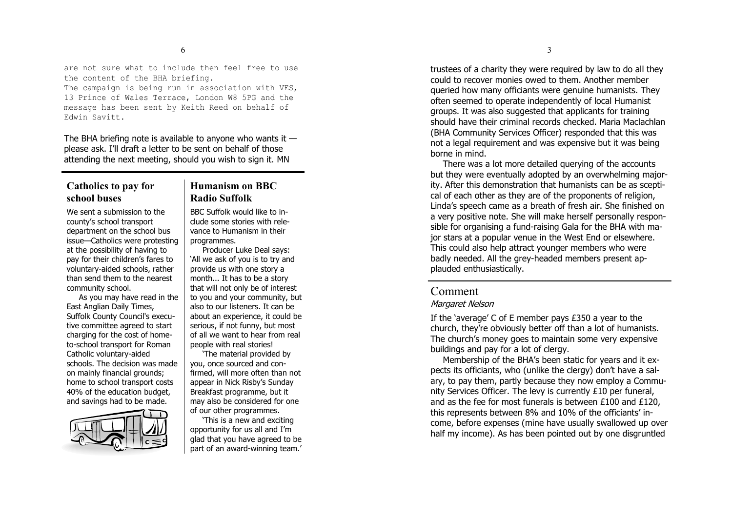are not sure what to include then feel free to use the content of the BHA briefing.
The campaign is being run in association with VES, 13 Prince of Wales Terrace, London W8 5PG and the message has been sent by Keith Reed on behalf of Edwin Savitt.

The BHA briefing note is available to anyone who wants it — please ask. I'll draft a letter to be sent on behalf of those attending the next meeting, should you wish to sign it. MN

## Catholics to pay for school buses

We sent a submission to the county's school transport department on the school bus issue—Catholics were protesting at the possibility of having to pay for their children's fares to voluntary-aided schools, rather than send them to the nearest community school.

As you may have read in the East Anglian Daily Times, Suffolk County Council's executive committee agreed to start charging for the cost of home-to-school transport for Roman Catholic voluntary-aided schools. The decision was made on mainly financial grounds; home to school transport costs 40% of the education budget, and savings had to be made.

## Humanism on BBC Radio Suffolk

BBC Suffolk would like to include some stories with relevance to Humanism in their programmes.

Producer Luke Deal says: 'All we ask of you is to try and provide us with one story a month... It has to be a story that will not only be of interest to you and your community, but also to our listeners. It can be about an experience, it could be serious, if not funny, but most of all we want to hear from real people with real stories!

'The material provided by you, once sourced and confirmed, will more often than not appear in Nick Risby's Sunday Breakfast programme, but it may also be considered for one of our other programmes.

'This is a new and exciting opportunity for us all and I'm glad that you have agreed to be part of an award-winning team.'

trustees of a charity they were required by law to do all they could to recover monies owed to them. Another member queried how many officiants were genuine humanists. They often seemed to operate independently of local Humanist groups. It was also suggested that applicants for training should have their criminal records checked. Maria Maclachlan (BHA Community Services Officer) responded that this was not a legal requirement and was expensive but it was being borne in mind.

There was a lot more detailed querying of the accounts but they were eventually adopted by an overwhelming majority. After this demonstration that humanists can be as sceptical of each other as they are of the proponents of religion, Linda's speech came as a breath of fresh air. She finished on a very positive note. She will make herself personally responsible for organising a fund-raising Gala for the BHA with major stars at a popular venue in the West End or elsewhere. This could also help attract younger members who were badly needed. All the grey-headed members present applauded enthusiastically.

## Comment

*Margaret Nelson*

If the 'average' C of E member pays £350 a year to the church, they're obviously better off than a lot of humanists. The church's money goes to maintain some very expensive buildings and pay for a lot of clergy.

Membership of the BHA's been static for years and it expects its officiants, who (unlike the clergy) don't have a salary, to pay them, partly because they now employ a Community Services Officer. The levy is currently £10 per funeral, and as the fee for most funerals is between £100 and £120, this represents between 8% and 10% of the officiants' income, before expenses (mine have usually swallowed up over half my income). As has been pointed out by one disgruntled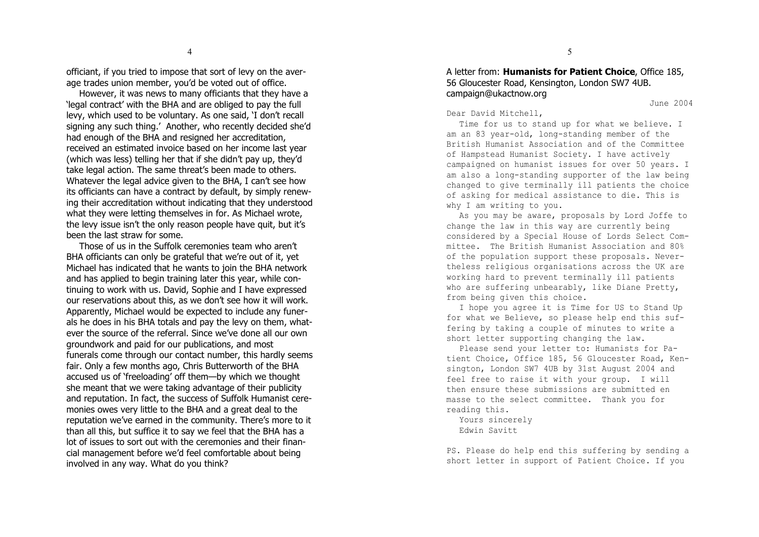officiant, if you tried to impose that sort of levy on the average trades union member, you'd be voted out of office.

However, it was news to many officiants that they have a 'legal contract' with the BHA and are obliged to pay the full levy, which used to be voluntary. As one said, 'I don't recall signing any such thing.' Another, who recently decided she'd had enough of the BHA and resigned her accreditation, received an estimated invoice based on her income last year (which was less) telling her that if she didn't pay up, they'd take legal action. The same threat's been made to others. Whatever the legal advice given to the BHA, I can't see how its officiants can have a contract by default, by simply renewing their accreditation without indicating that they understood what they were letting themselves in for. As Michael wrote, the levy issue isn't the only reason people have quit, but it's been the last straw for some.

Those of us in the Suffolk ceremonies team who aren't BHA officiants can only be grateful that we're out of it, yet Michael has indicated that he wants to join the BHA network and has applied to begin training later this year, while continuing to work with us. David, Sophie and I have expressed our reservations about this, as we don't see how it will work. Apparently, Michael would be expected to include any funerals he does in his BHA totals and pay the levy on them, whatever the source of the referral. Since we've done all our own groundwork and paid for our publications, and most funerals come through our contact number, this hardly seems fair. Only a few months ago, Chris Butterworth of the BHA accused us of 'freeloading' off them—by which we thought she meant that we were taking advantage of their publicity and reputation. In fact, the success of Suffolk Humanist ceremonies owes very little to the BHA and a great deal to the reputation we've earned in the community. There's more to it than all this, but suffice it to say we feel that the BHA has a lot of issues to sort out with the ceremonies and their financial management before we'd feel comfortable about being involved in any way. What do you think?

A letter from: **Humanists for Patient Choice**, Office 185, 56 Gloucester Road, Kensington, London SW7 4UB. campaign@ukactnow.org

June 2004

Dear David Mitchell,

Time for us to stand up for what we believe. I am an 83 year-old, long-standing member of the British Humanist Association and of the Committee of Hampstead Humanist Society. I have actively campaigned on humanist issues for over 50 years. I am also a long-standing supporter of the law being changed to give terminally ill patients the choice of asking for medical assistance to die. This is why I am writing to you.

As you may be aware, proposals by Lord Joffe to change the law in this way are currently being considered by a Special House of Lords Select Committee. The British Humanist Association and 80% of the population support these proposals. Nevertheless religious organisations across the UK are working hard to prevent terminally ill patients who are suffering unbearably, like Diane Pretty, from being given this choice.

I hope you agree it is Time for US to Stand Up for what we Believe, so please help end this suffering by taking a couple of minutes to write a short letter supporting changing the law.

Please send your letter to: Humanists for Patient Choice, Office 185, 56 Gloucester Road, Kensington, London SW7 4UB by 31st August 2004 and feel free to raise it with your group. I will then ensure these submissions are submitted en masse to the select committee. Thank you for reading this.

Yours sincerely
Edwin Savitt

PS. Please do help end this suffering by sending a short letter in support of Patient Choice. If you